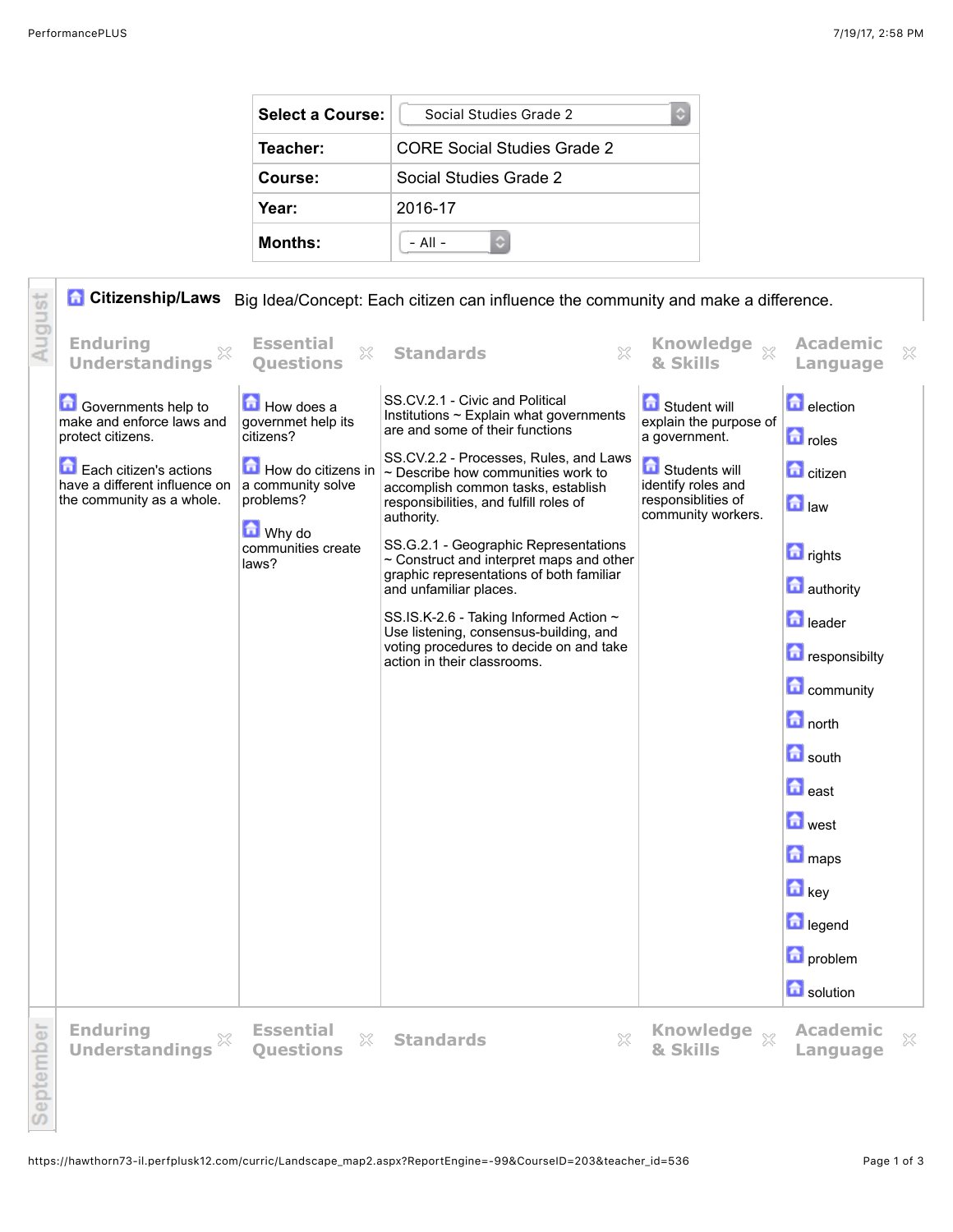| Select a Course: | Social Studies Grade 2 |
| --- | --- |
| Teacher: | CORE Social Studies Grade 2 |
| Course: | Social Studies Grade 2 |
| Year: | 2016-17 |
| Months: | - All - |

## August

### Citizenship/Laws

Big Idea/Concept: Each citizen can influence the community and make a difference.

| Enduring Understandings | Essential Questions | Standards | Knowledge & Skills | Academic Language |
| --- | --- | --- | --- | --- |
| Governments help to make and enforce laws and protect citizens.<br><br>Each citizen's actions have a different influence on the community as a whole. | How does a governmet help its citizens?<br><br>How do citizens in a community solve problems?<br><br>Why do communities create laws? | SS.CV.2.1 - Civic and Political Institutions ~ Explain what governments are and some of their functions<br><br>SS.CV.2.2 - Processes, Rules, and Laws ~ Describe how communities work to accomplish common tasks, establish responsibilities, and fulfill roles of authority.<br><br>SS.G.2.1 - Geographic Representations ~ Construct and interpret maps and other graphic representations of both familiar and unfamiliar places.<br><br>SS.IS.K-2.6 - Taking Informed Action ~ Use listening, consensus-building, and voting procedures to decide on and take action in their classrooms. | Student will explain the purpose of a government.<br><br>Students will identify roles and responsiblities of community workers. | election<br>roles<br>citizen<br>law<br>rights<br>authority<br>leader<br>responsibilty<br>community<br>north<br>south<br>east<br>west<br>maps<br>key<br>legend<br>problem<br>solution |

## September

| Enduring Understandings | Essential Questions | Standards | Knowledge & Skills | Academic Language |
| --- | --- | --- | --- | --- |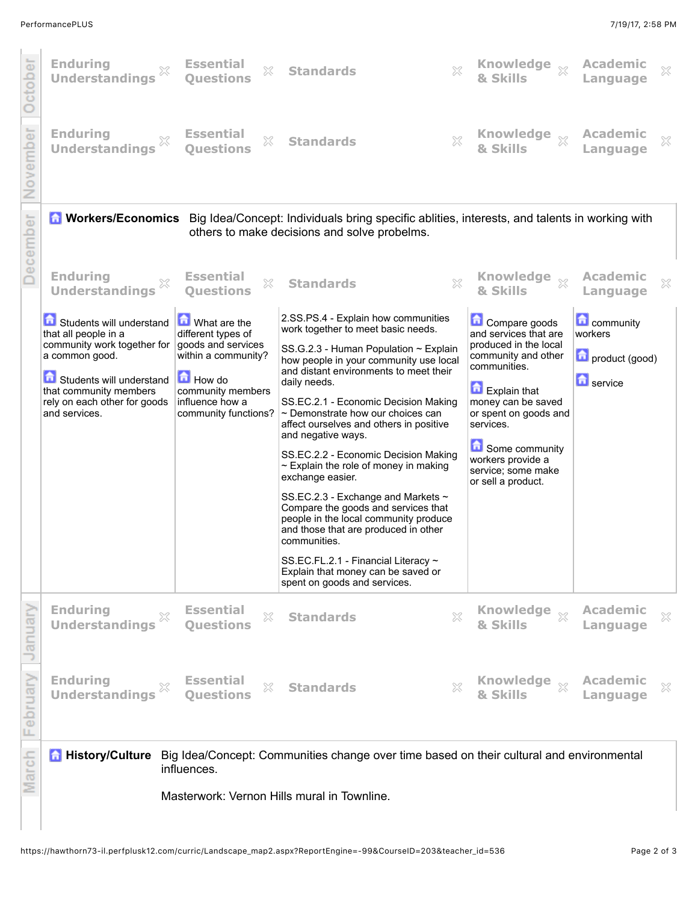## October

| Enduring Understandings | Essential Questions | Standards | Knowledge & Skills | Academic Language |
|---|---|---|---|---|

## November

| Enduring Understandings | Essential Questions | Standards | Knowledge & Skills | Academic Language |
|---|---|---|---|---|

## December

**Workers/Economics** Big Idea/Concept: Individuals bring specific ablities, interests, and talents in working with others to make decisions and solve probelms.

| Enduring Understandings | Essential Questions | Standards | Knowledge & Skills | Academic Language |
|---|---|---|---|---|
| Students will understand that all people in a community work together for a common good.<br><br>Students will understand that community members rely on each other for goods and services. | What are the different types of goods and services within a community?<br><br>How do community members influence how a community functions? | 2.SS.PS.4 - Explain how communities work together to meet basic needs.<br><br>SS.G.2.3 - Human Population ~ Explain how people in your community use local and distant environments to meet their daily needs.<br><br>SS.EC.2.1 - Economic Decision Making ~ Demonstrate how our choices can affect ourselves and others in positive and negative ways.<br><br>SS.EC.2.2 - Economic Decision Making ~ Explain the role of money in making exchange easier.<br><br>SS.EC.2.3 - Exchange and Markets ~ Compare the goods and services that people in the local community produce and those that are produced in other communities.<br><br>SS.EC.FL.2.1 - Financial Literacy ~ Explain that money can be saved or spent on goods and services. | Compare goods and services that are produced in the local community and other communities.<br><br>Explain that money can be saved or spent on goods and services.<br><br>Some community workers provide a service; some make or sell a product. | community workers<br><br>product (good)<br><br>service |

## January

| Enduring Understandings | Essential Questions | Standards | Knowledge & Skills | Academic Language |
|---|---|---|---|---|

## February

| Enduring Understandings | Essential Questions | Standards | Knowledge & Skills | Academic Language |
|---|---|---|---|---|

## March

**History/Culture** Big Idea/Concept: Communities change over time based on their cultural and environmental influences.

Masterwork: Vernon Hills mural in Townline.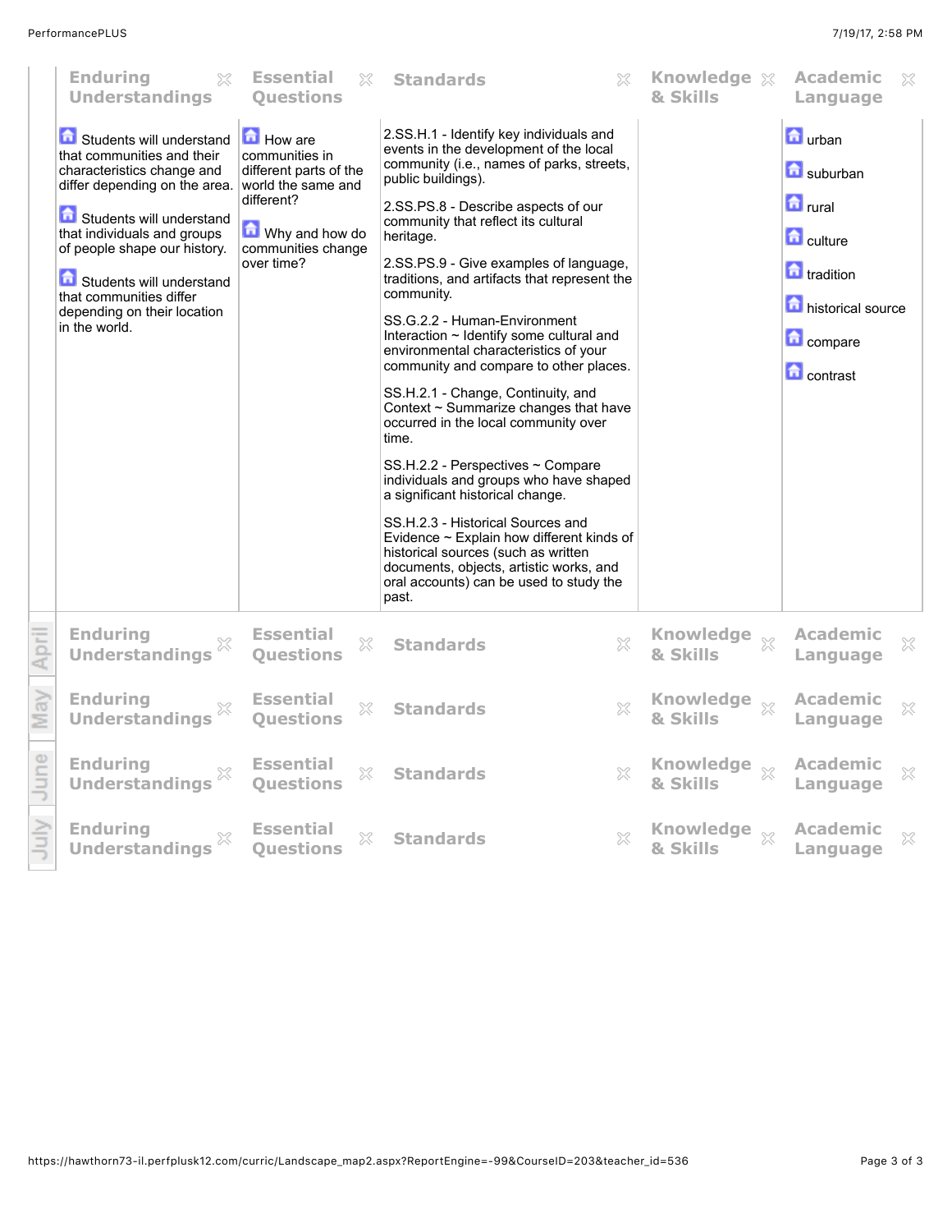| | Enduring Understandings | Essential Questions | Standards | Knowledge & Skills | Academic Language |
|---|---|---|---|---|---|
| | Students will understand that communities and their characteristics change and differ depending on the area.<br><br>Students will understand that individuals and groups of people shape our history.<br><br>Students will understand that communities differ depending on their location in the world. | How are communities in different parts of the world the same and different?<br><br>Why and how do communities change over time? | 2.SS.H.1 - Identify key individuals and events in the development of the local community (i.e., names of parks, streets, public buildings).<br><br>2.SS.PS.8 - Describe aspects of our community that reflect its cultural heritage.<br><br>2.SS.PS.9 - Give examples of language, traditions, and artifacts that represent the community.<br><br>SS.G.2.2 - Human-Environment Interaction ~ Identify some cultural and environmental characteristics of your community and compare to other places.<br><br>SS.H.2.1 - Change, Continuity, and Context ~ Summarize changes that have occurred in the local community over time.<br><br>SS.H.2.2 - Perspectives ~ Compare individuals and groups who have shaped a significant historical change.<br><br>SS.H.2.3 - Historical Sources and Evidence ~ Explain how different kinds of historical sources (such as written documents, objects, artistic works, and oral accounts) can be used to study the past. | | urban<br><br>suburban<br><br>rural<br><br>culture<br><br>tradition<br><br>historical source<br><br>compare<br><br>contrast |
| April | Enduring Understandings | Essential Questions | Standards | Knowledge & Skills | Academic Language |
| May | Enduring Understandings | Essential Questions | Standards | Knowledge & Skills | Academic Language |
| June | Enduring Understandings | Essential Questions | Standards | Knowledge & Skills | Academic Language |
| July | Enduring Understandings | Essential Questions | Standards | Knowledge & Skills | Academic Language |